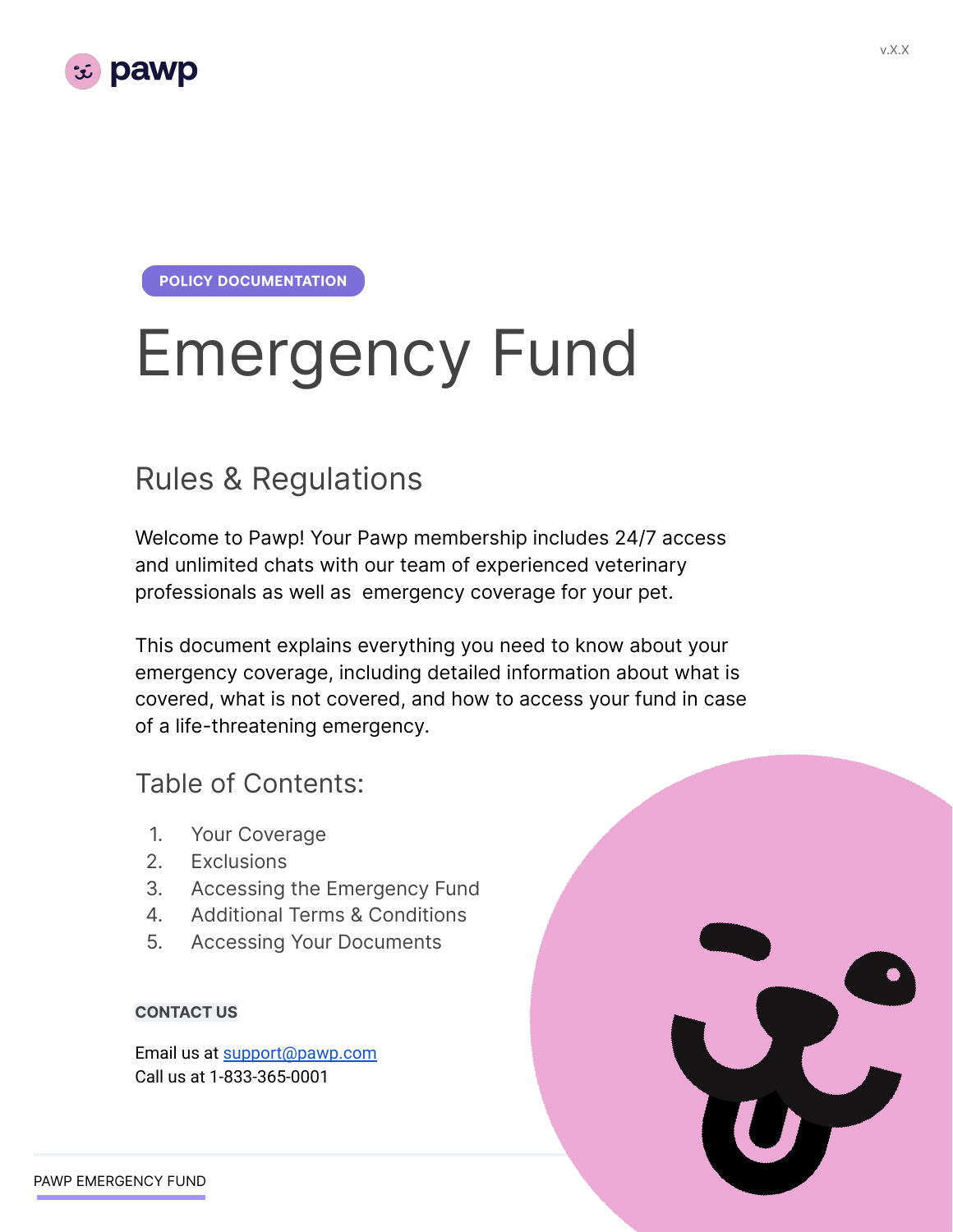pawp

v.X.X

POLICY DOCUMENTATION

# Emergency Fund

## Rules & Regulations

Welcome to Pawp! Your Pawp membership includes 24/7 access and unlimited chats with our team of experienced veterinary professionals as well as emergency coverage for your pet.

This document explains everything you need to know about your emergency coverage, including detailed information about what is covered, what is not covered, and how to access your fund in case of a life-threatening emergency.

## Table of Contents:

1. Your Coverage
2. Exclusions
3. Accessing the Emergency Fund
4. Additional Terms & Conditions
5. Accessing Your Documents

**CONTACT US**

Email us at support@pawp.com
Call us at 1-833-365-0001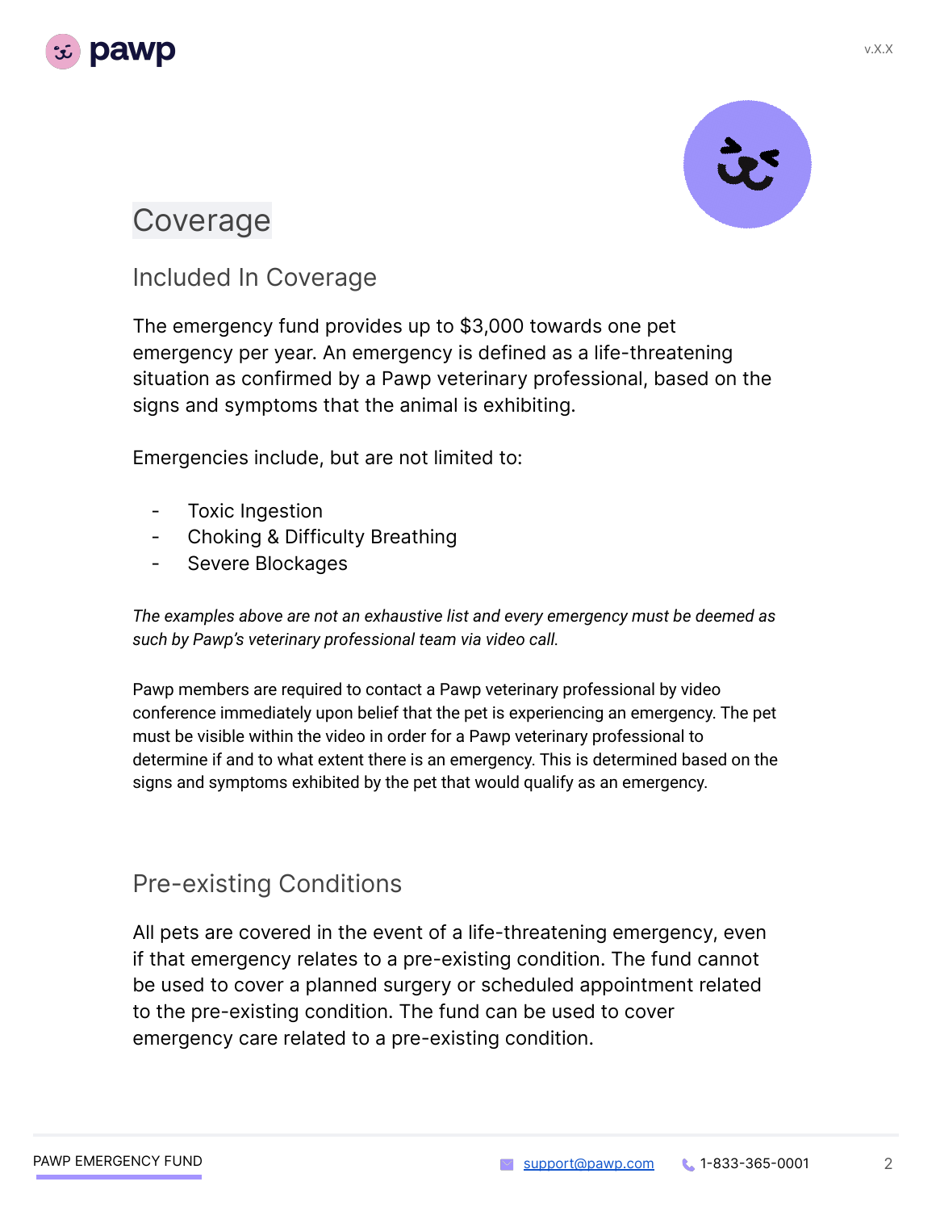# Coverage

## Included In Coverage

The emergency fund provides up to $3,000 towards one pet emergency per year. An emergency is defined as a life-threatening situation as confirmed by a Pawp veterinary professional, based on the signs and symptoms that the animal is exhibiting.

Emergencies include, but are not limited to:

- Toxic Ingestion
- Choking & Difficulty Breathing
- Severe Blockages

*The examples above are not an exhaustive list and every emergency must be deemed as such by Pawp's veterinary professional team via video call.*

Pawp members are required to contact a Pawp veterinary professional by video conference immediately upon belief that the pet is experiencing an emergency. The pet must be visible within the video in order for a Pawp veterinary professional to determine if and to what extent there is an emergency. This is determined based on the signs and symptoms exhibited by the pet that would qualify as an emergency.

## Pre-existing Conditions

All pets are covered in the event of a life-threatening emergency, even if that emergency relates to a pre-existing condition. The fund cannot be used to cover a planned surgery or scheduled appointment related to the pre-existing condition. The fund can be used to cover emergency care related to a pre-existing condition.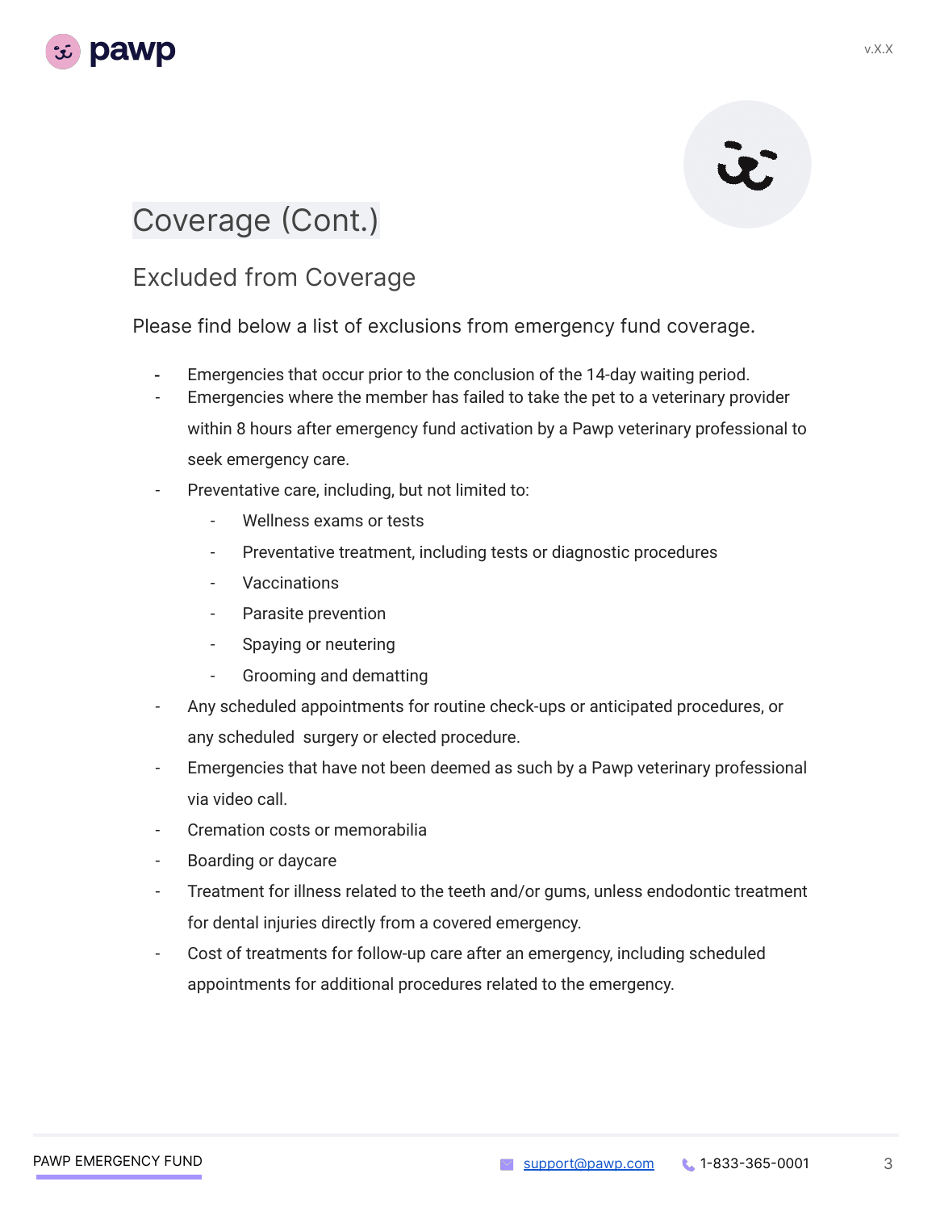# Coverage (Cont.)

## Excluded from Coverage

Please find below a list of exclusions from emergency fund coverage.

- Emergencies that occur prior to the conclusion of the 14-day waiting period.
- Emergencies where the member has failed to take the pet to a veterinary provider within 8 hours after emergency fund activation by a Pawp veterinary professional to seek emergency care.
- Preventative care, including, but not limited to:
  - Wellness exams or tests
  - Preventative treatment, including tests or diagnostic procedures
  - Vaccinations
  - Parasite prevention
  - Spaying or neutering
  - Grooming and dematting
- Any scheduled appointments for routine check-ups or anticipated procedures, or any scheduled surgery or elected procedure.
- Emergencies that have not been deemed as such by a Pawp veterinary professional via video call.
- Cremation costs or memorabilia
- Boarding or daycare
- Treatment for illness related to the teeth and/or gums, unless endodontic treatment for dental injuries directly from a covered emergency.
- Cost of treatments for follow-up care after an emergency, including scheduled appointments for additional procedures related to the emergency.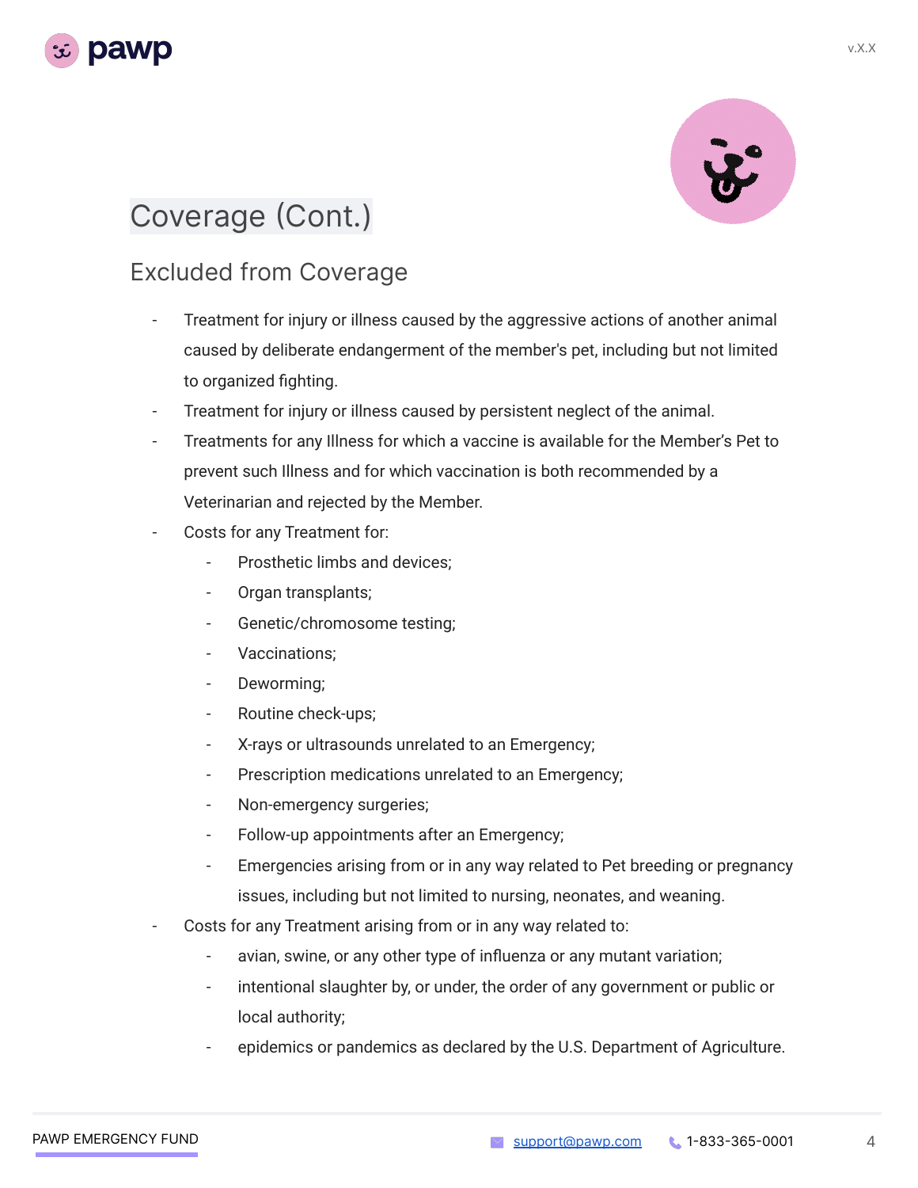# Coverage (Cont.)

## Excluded from Coverage

- Treatment for injury or illness caused by the aggressive actions of another animal caused by deliberate endangerment of the member's pet, including but not limited to organized fighting.
- Treatment for injury or illness caused by persistent neglect of the animal.
- Treatments for any Illness for which a vaccine is available for the Member's Pet to prevent such Illness and for which vaccination is both recommended by a Veterinarian and rejected by the Member.
- Costs for any Treatment for:
  - Prosthetic limbs and devices;
  - Organ transplants;
  - Genetic/chromosome testing;
  - Vaccinations;
  - Deworming;
  - Routine check-ups;
  - X-rays or ultrasounds unrelated to an Emergency;
  - Prescription medications unrelated to an Emergency;
  - Non-emergency surgeries;
  - Follow-up appointments after an Emergency;
  - Emergencies arising from or in any way related to Pet breeding or pregnancy issues, including but not limited to nursing, neonates, and weaning.
- Costs for any Treatment arising from or in any way related to:
  - avian, swine, or any other type of influenza or any mutant variation;
  - intentional slaughter by, or under, the order of any government or public or local authority;
  - epidemics or pandemics as declared by the U.S. Department of Agriculture.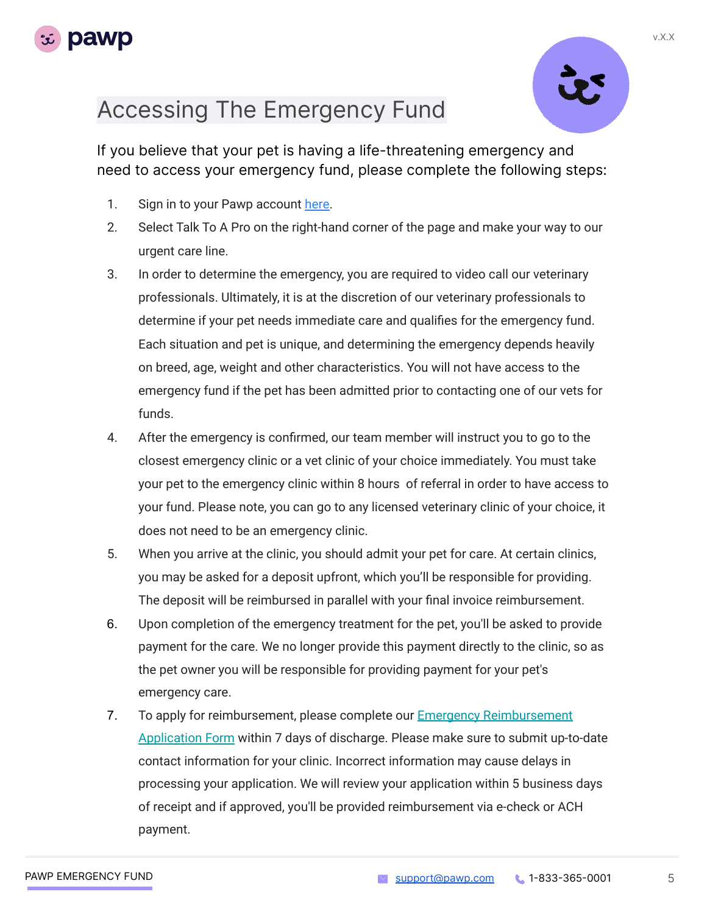# Accessing The Emergency Fund

If you believe that your pet is having a life-threatening emergency and need to access your emergency fund, please complete the following steps:

1. Sign in to your Pawp account here.
2. Select Talk To A Pro on the right-hand corner of the page and make your way to our urgent care line.
3. In order to determine the emergency, you are required to video call our veterinary professionals. Ultimately, it is at the discretion of our veterinary professionals to determine if your pet needs immediate care and qualifies for the emergency fund. Each situation and pet is unique, and determining the emergency depends heavily on breed, age, weight and other characteristics. You will not have access to the emergency fund if the pet has been admitted prior to contacting one of our vets for funds.
4. After the emergency is confirmed, our team member will instruct you to go to the closest emergency clinic or a vet clinic of your choice immediately. You must take your pet to the emergency clinic within 8 hours of referral in order to have access to your fund. Please note, you can go to any licensed veterinary clinic of your choice, it does not need to be an emergency clinic.
5. When you arrive at the clinic, you should admit your pet for care. At certain clinics, you may be asked for a deposit upfront, which you'll be responsible for providing. The deposit will be reimbursed in parallel with your final invoice reimbursement.
6. Upon completion of the emergency treatment for the pet, you'll be asked to provide payment for the care. We no longer provide this payment directly to the clinic, so as the pet owner you will be responsible for providing payment for your pet's emergency care.
7. To apply for reimbursement, please complete our Emergency Reimbursement Application Form within 7 days of discharge. Please make sure to submit up-to-date contact information for your clinic. Incorrect information may cause delays in processing your application. We will review your application within 5 business days of receipt and if approved, you'll be provided reimbursement via e-check or ACH payment.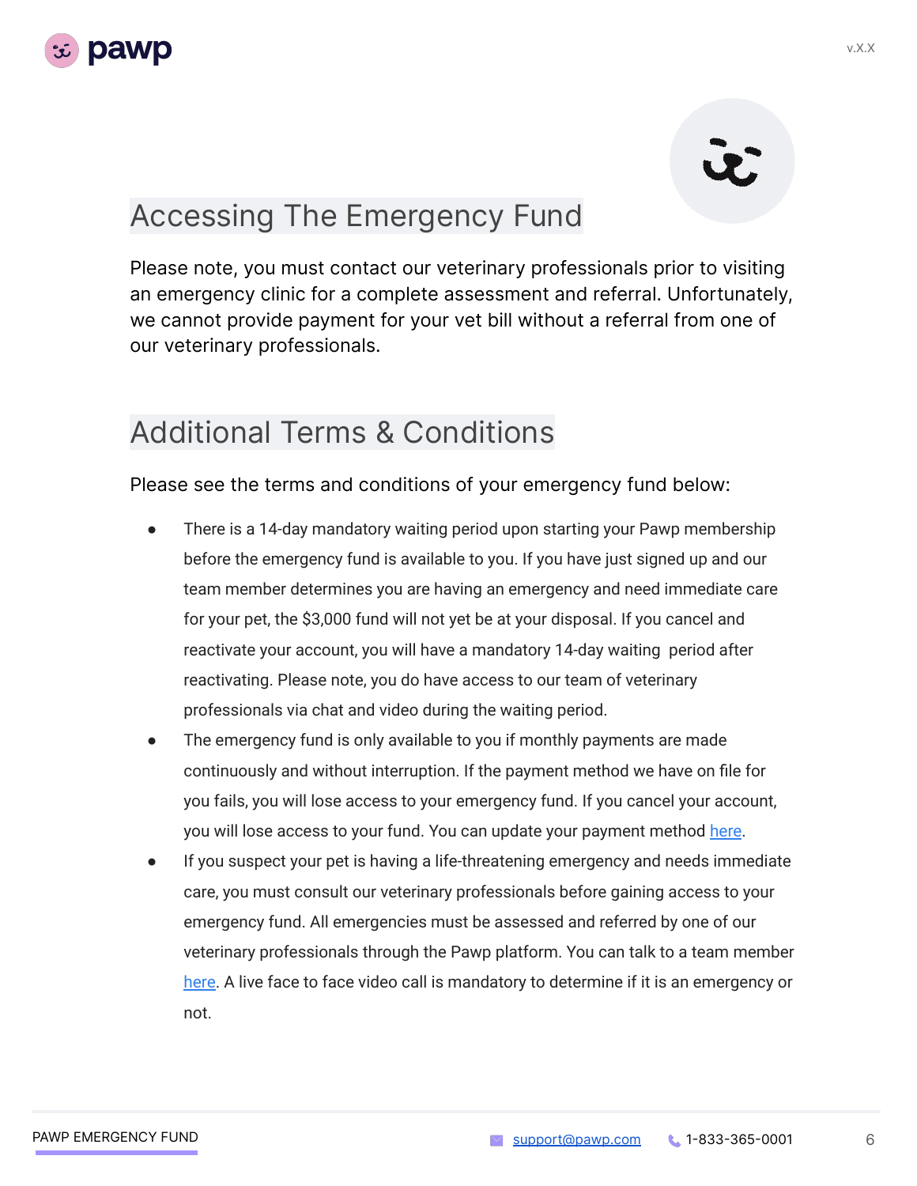## Accessing The Emergency Fund

Please note, you must contact our veterinary professionals prior to visiting an emergency clinic for a complete assessment and referral. Unfortunately, we cannot provide payment for your vet bill without a referral from one of our veterinary professionals.

## Additional Terms & Conditions

Please see the terms and conditions of your emergency fund below:

- There is a 14-day mandatory waiting period upon starting your Pawp membership before the emergency fund is available to you. If you have just signed up and our team member determines you are having an emergency and need immediate care for your pet, the $3,000 fund will not yet be at your disposal. If you cancel and reactivate your account, you will have a mandatory 14-day waiting period after reactivating. Please note, you do have access to our team of veterinary professionals via chat and video during the waiting period.
- The emergency fund is only available to you if monthly payments are made continuously and without interruption. If the payment method we have on file for you fails, you will lose access to your emergency fund. If you cancel your account, you will lose access to your fund. You can update your payment method here.
- If you suspect your pet is having a life-threatening emergency and needs immediate care, you must consult our veterinary professionals before gaining access to your emergency fund. All emergencies must be assessed and referred by one of our veterinary professionals through the Pawp platform. You can talk to a team member here. A live face to face video call is mandatory to determine if it is an emergency or not.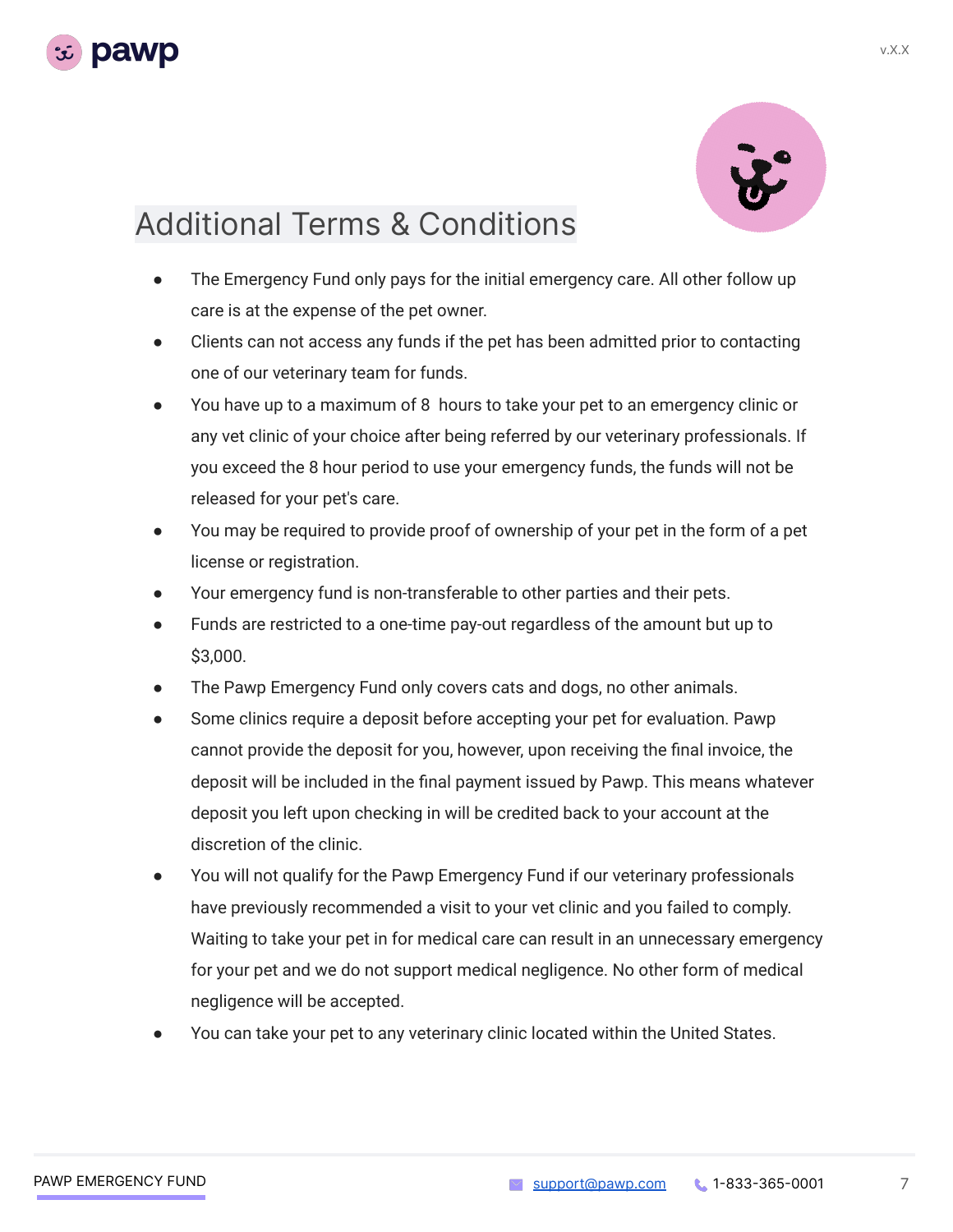# Additional Terms & Conditions

- The Emergency Fund only pays for the initial emergency care. All other follow up care is at the expense of the pet owner.
- Clients can not access any funds if the pet has been admitted prior to contacting one of our veterinary team for funds.
- You have up to a maximum of 8 hours to take your pet to an emergency clinic or any vet clinic of your choice after being referred by our veterinary professionals. If you exceed the 8 hour period to use your emergency funds, the funds will not be released for your pet's care.
- You may be required to provide proof of ownership of your pet in the form of a pet license or registration.
- Your emergency fund is non-transferable to other parties and their pets.
- Funds are restricted to a one-time pay-out regardless of the amount but up to $3,000.
- The Pawp Emergency Fund only covers cats and dogs, no other animals.
- Some clinics require a deposit before accepting your pet for evaluation. Pawp cannot provide the deposit for you, however, upon receiving the final invoice, the deposit will be included in the final payment issued by Pawp. This means whatever deposit you left upon checking in will be credited back to your account at the discretion of the clinic.
- You will not qualify for the Pawp Emergency Fund if our veterinary professionals have previously recommended a visit to your vet clinic and you failed to comply. Waiting to take your pet in for medical care can result in an unnecessary emergency for your pet and we do not support medical negligence. No other form of medical negligence will be accepted.
- You can take your pet to any veterinary clinic located within the United States.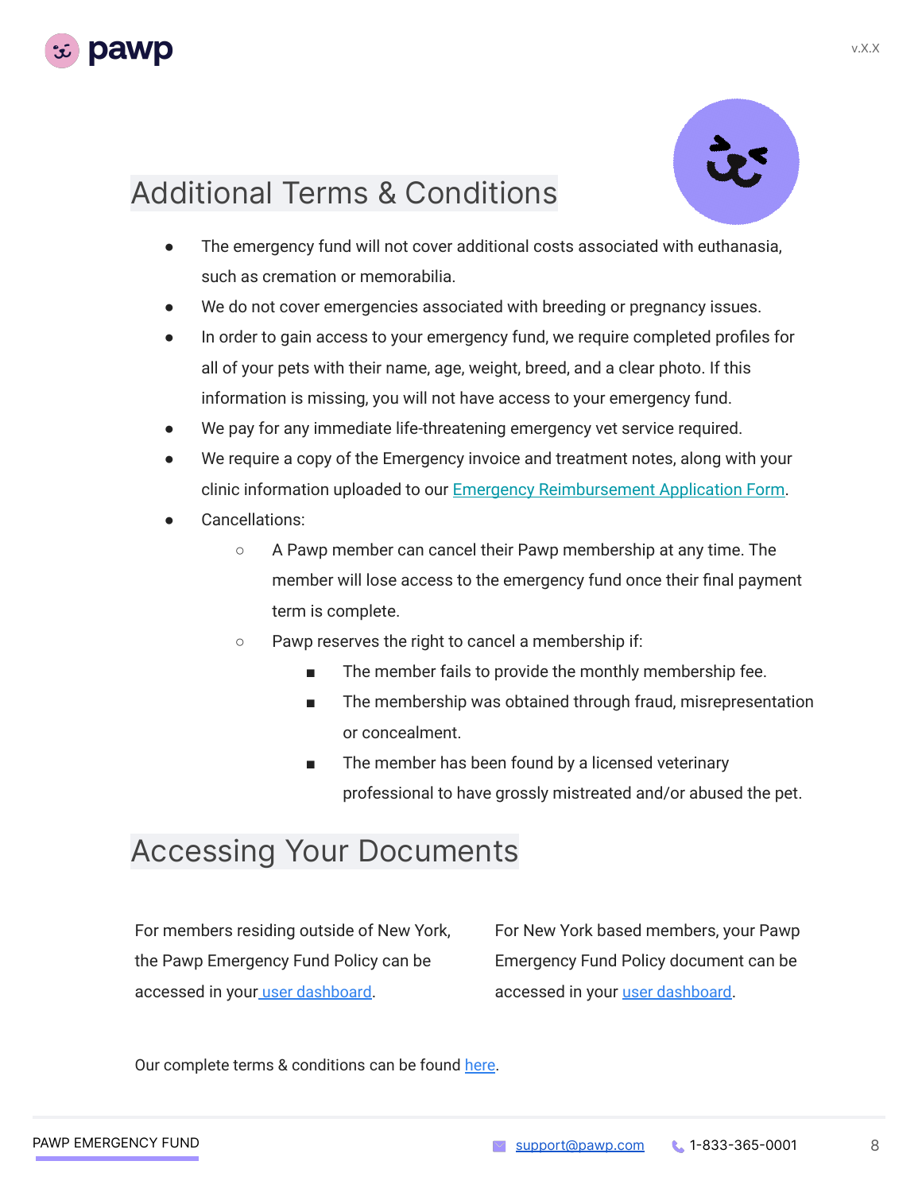## Additional Terms & Conditions

- The emergency fund will not cover additional costs associated with euthanasia, such as cremation or memorabilia.
- We do not cover emergencies associated with breeding or pregnancy issues.
- In order to gain access to your emergency fund, we require completed profiles for all of your pets with their name, age, weight, breed, and a clear photo. If this information is missing, you will not have access to your emergency fund.
- We pay for any immediate life-threatening emergency vet service required.
- We require a copy of the Emergency invoice and treatment notes, along with your clinic information uploaded to our Emergency Reimbursement Application Form.
- Cancellations:
  - A Pawp member can cancel their Pawp membership at any time. The member will lose access to the emergency fund once their final payment term is complete.
  - Pawp reserves the right to cancel a membership if:
    - The member fails to provide the monthly membership fee.
    - The membership was obtained through fraud, misrepresentation or concealment.
    - The member has been found by a licensed veterinary professional to have grossly mistreated and/or abused the pet.

## Accessing Your Documents

For members residing outside of New York, the Pawp Emergency Fund Policy can be accessed in your user dashboard.

For New York based members, your Pawp Emergency Fund Policy document can be accessed in your user dashboard.

Our complete terms & conditions can be found here.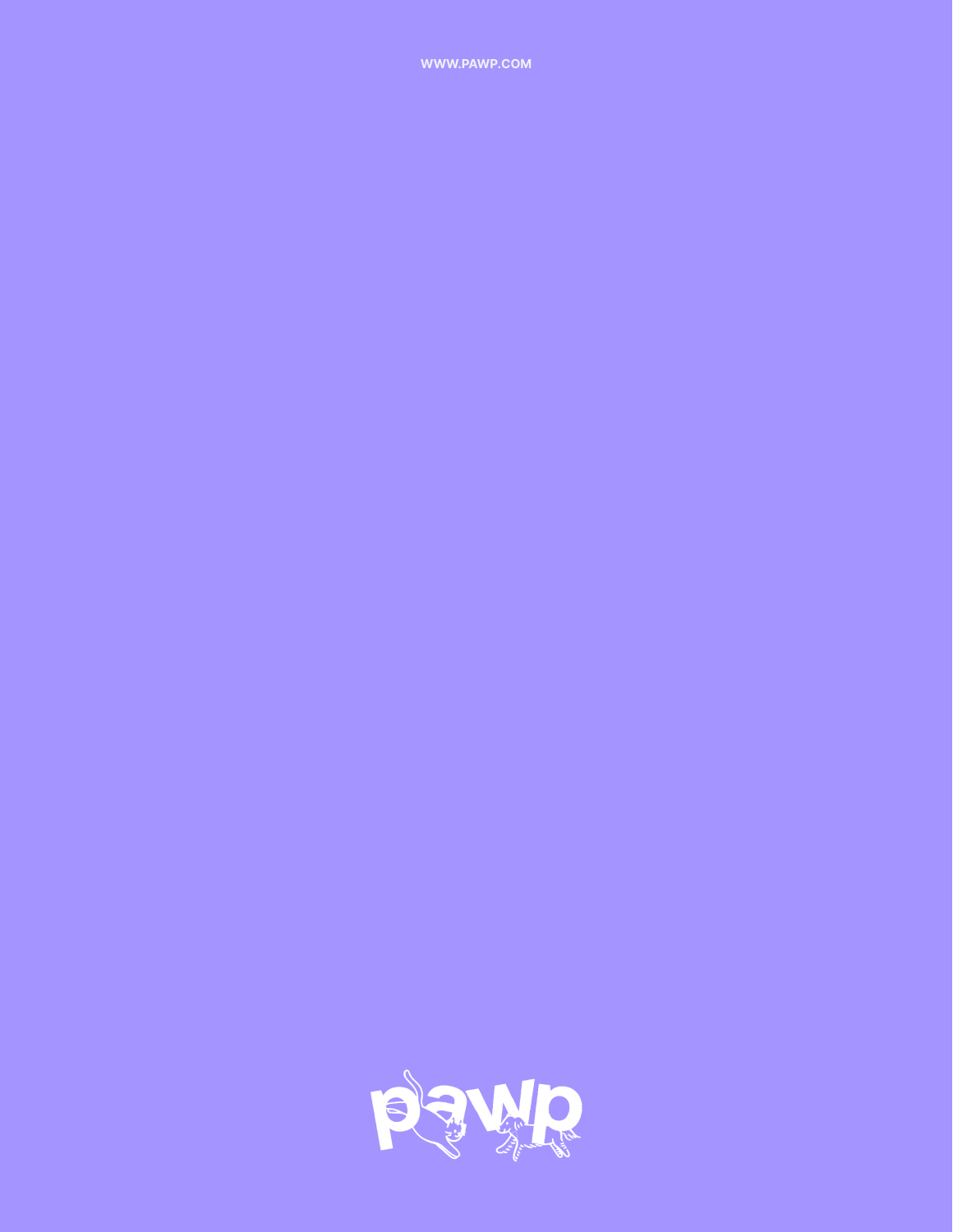WWW.PAWP.COM

pawp